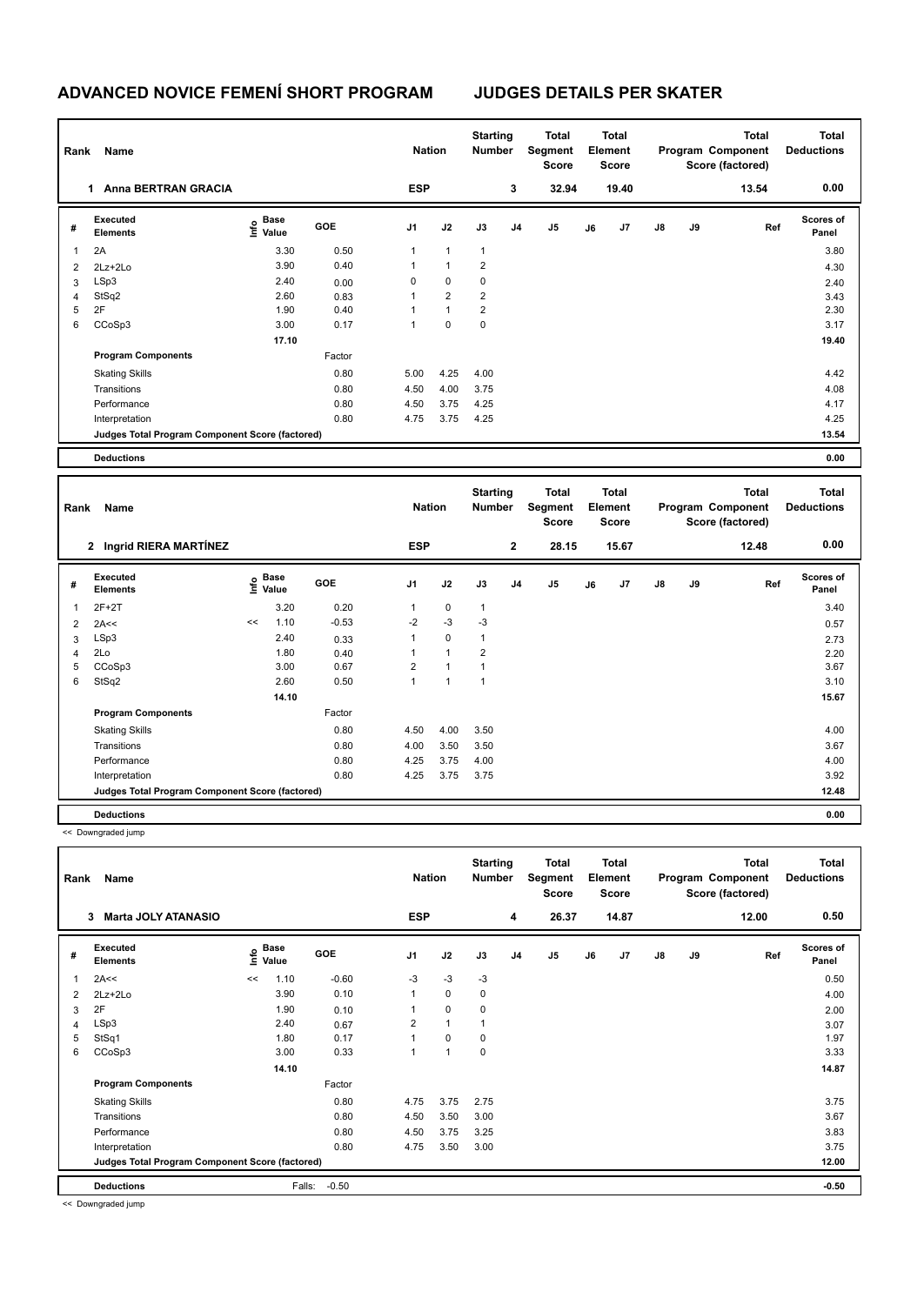# ADVANCED NOVICE FEMENÍ SHORT PROGRAM — JUDGES DETAILS PER SKATER

| Rank | Name | Nation | Starting Number | Total Segment Score | Total Element Score | Total Program Component Score (factored) | Total Deductions |
|---|---|---|---|---|---|---|---|
| 1 | Anna BERTRAN GRACIA | ESP | 3 | 32.94 | 19.40 | 13.54 | 0.00 |

| # | Executed Elements | Info | Base Value | GOE | J1 | J2 | J3 | J4 | J5 | J6 | J7 | J8 | J9 | Ref | Scores of Panel |
|---|---|---|---|---|---|---|---|---|---|---|---|---|---|---|---|
| 1 | 2A | | 3.30 | 0.50 | 1 | 1 | 1 | | | | | | | | 3.80 |
| 2 | 2Lz+2Lo | | 3.90 | 0.40 | 1 | 1 | 2 | | | | | | | | 4.30 |
| 3 | LSp3 | | 2.40 | 0.00 | 0 | 0 | 0 | | | | | | | | 2.40 |
| 4 | StSq2 | | 2.60 | 0.83 | 1 | 2 | 2 | | | | | | | | 3.43 |
| 5 | 2F | | 1.90 | 0.40 | 1 | 1 | 2 | | | | | | | | 2.30 |
| 6 | CCoSp3 | | 3.00 | 0.17 | 1 | 0 | 0 | | | | | | | | 3.17 |
| | | | 17.10 | | | | | | | | | | | | 19.40 |
| | **Program Components** | | | Factor | | | | | | | | | | | |
| | Skating Skills | | | 0.80 | 5.00 | 4.25 | 4.00 | | | | | | | | 4.42 |
| | Transitions | | | 0.80 | 4.50 | 4.00 | 3.75 | | | | | | | | 4.08 |
| | Performance | | | 0.80 | 4.50 | 3.75 | 4.25 | | | | | | | | 4.17 |
| | Interpretation | | | 0.80 | 4.75 | 3.75 | 4.25 | | | | | | | | 4.25 |
| | Judges Total Program Component Score (factored) | | | | | | | | | | | | | | 13.54 |
| | **Deductions** | | | | | | | | | | | | | | 0.00 |

| Rank | Name | Nation | Starting Number | Total Segment Score | Total Element Score | Total Program Component Score (factored) | Total Deductions |
|---|---|---|---|---|---|---|---|
| 2 | Ingrid RIERA MARTÍNEZ | ESP | 2 | 28.15 | 15.67 | 12.48 | 0.00 |

| # | Executed Elements | Info | Base Value | GOE | J1 | J2 | J3 | J4 | J5 | J6 | J7 | J8 | J9 | Ref | Scores of Panel |
|---|---|---|---|---|---|---|---|---|---|---|---|---|---|---|---|
| 1 | 2F+2T | | 3.20 | 0.20 | 1 | 0 | 1 | | | | | | | | 3.40 |
| 2 | 2A<< | << | 1.10 | -0.53 | -2 | -3 | -3 | | | | | | | | 0.57 |
| 3 | LSp3 | | 2.40 | 0.33 | 1 | 0 | 1 | | | | | | | | 2.73 |
| 4 | 2Lo | | 1.80 | 0.40 | 1 | 1 | 2 | | | | | | | | 2.20 |
| 5 | CCoSp3 | | 3.00 | 0.67 | 2 | 1 | 1 | | | | | | | | 3.67 |
| 6 | StSq2 | | 2.60 | 0.50 | 1 | 1 | 1 | | | | | | | | 3.10 |
| | | | 14.10 | | | | | | | | | | | | 15.67 |
| | **Program Components** | | | Factor | | | | | | | | | | | |
| | Skating Skills | | | 0.80 | 4.50 | 4.00 | 3.50 | | | | | | | | 4.00 |
| | Transitions | | | 0.80 | 4.00 | 3.50 | 3.50 | | | | | | | | 3.67 |
| | Performance | | | 0.80 | 4.25 | 3.75 | 4.00 | | | | | | | | 4.00 |
| | Interpretation | | | 0.80 | 4.25 | 3.75 | 3.75 | | | | | | | | 3.92 |
| | Judges Total Program Component Score (factored) | | | | | | | | | | | | | | 12.48 |
| | **Deductions** | | | | | | | | | | | | | | 0.00 |

<< Downgraded jump

| Rank | Name | Nation | Starting Number | Total Segment Score | Total Element Score | Total Program Component Score (factored) | Total Deductions |
|---|---|---|---|---|---|---|---|
| 3 | Marta JOLY ATANASIO | ESP | 4 | 26.37 | 14.87 | 12.00 | 0.50 |

| # | Executed Elements | Info | Base Value | GOE | J1 | J2 | J3 | J4 | J5 | J6 | J7 | J8 | J9 | Ref | Scores of Panel |
|---|---|---|---|---|---|---|---|---|---|---|---|---|---|---|---|
| 1 | 2A<< | << | 1.10 | -0.60 | -3 | -3 | -3 | | | | | | | | 0.50 |
| 2 | 2Lz+2Lo | | 3.90 | 0.10 | 1 | 0 | 0 | | | | | | | | 4.00 |
| 3 | 2F | | 1.90 | 0.10 | 1 | 0 | 0 | | | | | | | | 2.00 |
| 4 | LSp3 | | 2.40 | 0.67 | 2 | 1 | 1 | | | | | | | | 3.07 |
| 5 | StSq1 | | 1.80 | 0.17 | 1 | 0 | 0 | | | | | | | | 1.97 |
| 6 | CCoSp3 | | 3.00 | 0.33 | 1 | 1 | 0 | | | | | | | | 3.33 |
| | | | 14.10 | | | | | | | | | | | | 14.87 |
| | **Program Components** | | | Factor | | | | | | | | | | | |
| | Skating Skills | | | 0.80 | 4.75 | 3.75 | 2.75 | | | | | | | | 3.75 |
| | Transitions | | | 0.80 | 4.50 | 3.50 | 3.00 | | | | | | | | 3.67 |
| | Performance | | | 0.80 | 4.50 | 3.75 | 3.25 | | | | | | | | 3.83 |
| | Interpretation | | | 0.80 | 4.75 | 3.50 | 3.00 | | | | | | | | 3.75 |
| | Judges Total Program Component Score (factored) | | | | | | | | | | | | | | 12.00 |
| | **Deductions** | | | Falls: -0.50 | | | | | | | | | | | -0.50 |

<< Downgraded jump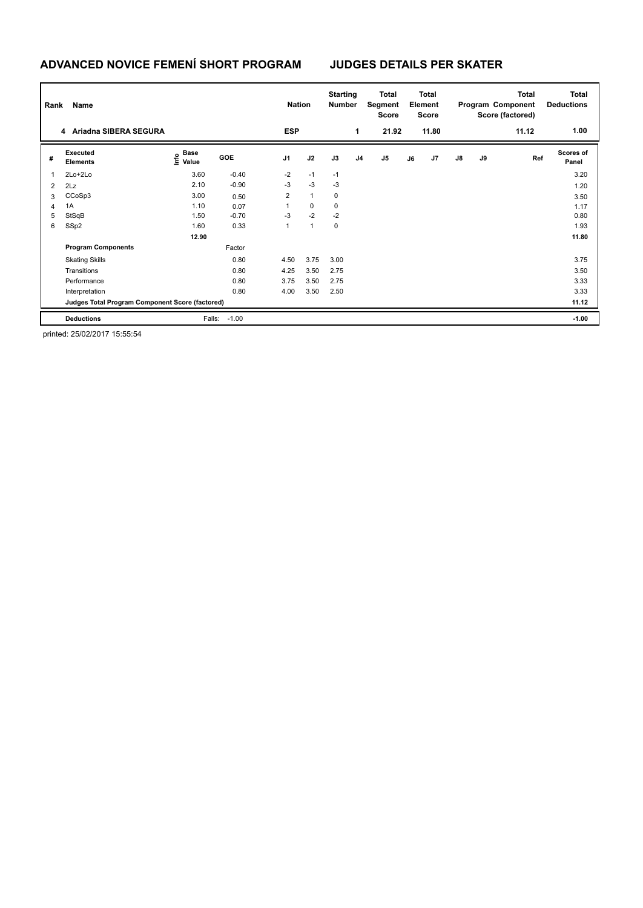# ADVANCED NOVICE FEMENÍ SHORT PROGRAM JUDGES DETAILS PER SKATER

| Rank | Name | Nation | Starting Number | Total Segment Score | Total Element Score | Total Program Component Score (factored) | Total Deductions |
|---|---|---|---|---|---|---|---|
| 4 | Ariadna SIBERA SEGURA | ESP | 1 | 21.92 | 11.80 | 11.12 | 1.00 |

| # | Executed Elements | Info | Base Value | GOE | J1 | J2 | J3 | J4 | J5 | J6 | J7 | J8 | J9 | Ref | Scores of Panel |
|---|---|---|---|---|---|---|---|---|---|---|---|---|---|---|---|
| 1 | 2Lo+2Lo | | 3.60 | -0.40 | -2 | -1 | -1 | | | | | | | | 3.20 |
| 2 | 2Lz | | 2.10 | -0.90 | -3 | -3 | -3 | | | | | | | | 1.20 |
| 3 | CCoSp3 | | 3.00 | 0.50 | 2 | 1 | 0 | | | | | | | | 3.50 |
| 4 | 1A | | 1.10 | 0.07 | 1 | 0 | 0 | | | | | | | | 1.17 |
| 5 | StSqB | | 1.50 | -0.70 | -3 | -2 | -2 | | | | | | | | 0.80 |
| 6 | SSp2 | | 1.60 | 0.33 | 1 | 1 | 0 | | | | | | | | 1.93 |
| | | | 12.90 | | | | | | | | | | | | 11.80 |
| | **Program Components** | | | Factor | | | | | | | | | | | |
| | Skating Skills | | | 0.80 | 4.50 | 3.75 | 3.00 | | | | | | | | 3.75 |
| | Transitions | | | 0.80 | 4.25 | 3.50 | 2.75 | | | | | | | | 3.50 |
| | Performance | | | 0.80 | 3.75 | 3.50 | 2.75 | | | | | | | | 3.33 |
| | Interpretation | | | 0.80 | 4.00 | 3.50 | 2.50 | | | | | | | | 3.33 |
| | **Judges Total Program Component Score (factored)** | | | | | | | | | | | | | | 11.12 |
| | **Deductions** | | Falls: | -1.00 | | | | | | | | | | | -1.00 |

printed: 25/02/2017 15:55:54